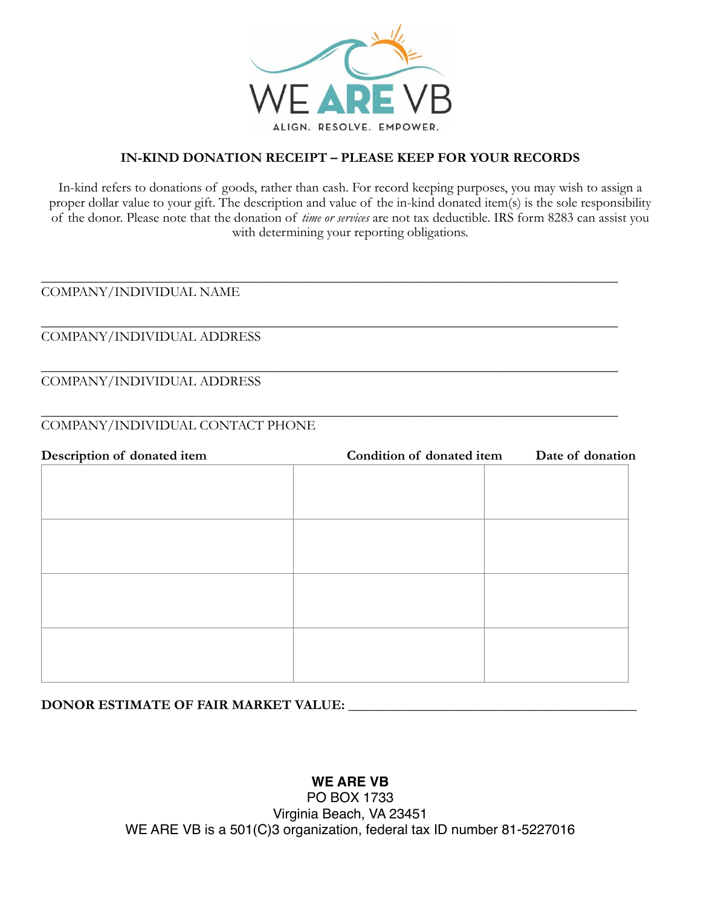WE ARE VB

ALIGN. RESOLVE. EMPOWER.

**IN-KIND DONATION RECEIPT – PLEASE KEEP FOR YOUR RECORDS**

In-kind refers to donations of goods, rather than cash. For record keeping purposes, you may wish to assign a proper dollar value to your gift. The description and value of the in-kind donated item(s) is the sole responsibility of the donor. Please note that the donation of *time or services* are not tax deductible. IRS form 8283 can assist you with determining your reporting obligations.

______________________________________________________________________________

COMPANY/INDIVIDUAL NAME

______________________________________________________________________________

COMPANY/INDIVIDUAL ADDRESS

______________________________________________________________________________

COMPANY/INDIVIDUAL ADDRESS

______________________________________________________________________________

COMPANY/INDIVIDUAL CONTACT PHONE

| **Description of donated item** | **Condition of donated item** | **Date of donation** |
|---|---|---|
| | | |
| | | |
| | | |
| | | |

**DONOR ESTIMATE OF FAIR MARKET VALUE:** ______________________________________

**WE ARE VB**
PO BOX 1733
Virginia Beach, VA 23451
WE ARE VB is a 501(C)3 organization, federal tax ID number 81-5227016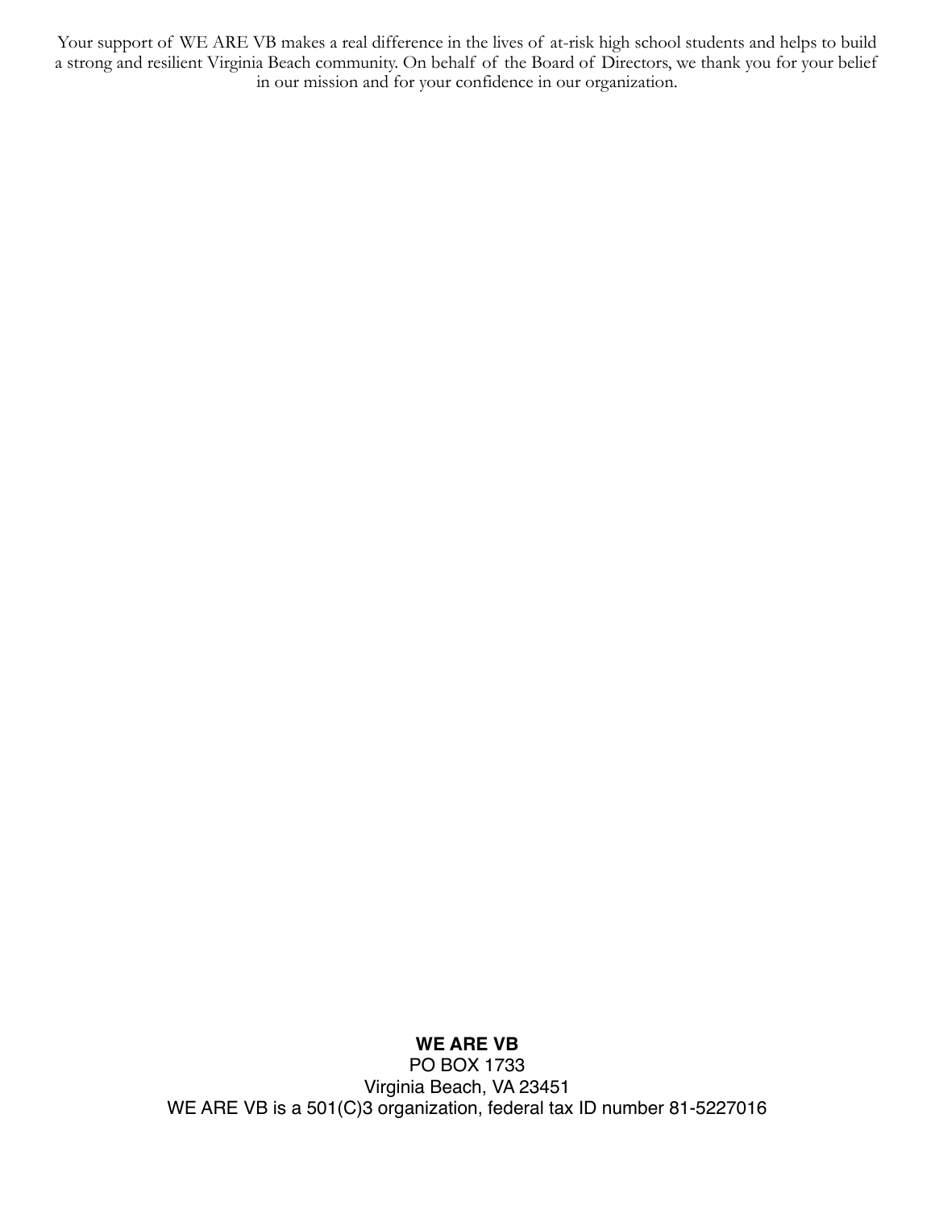Your support of WE ARE VB makes a real difference in the lives of at-risk high school students and helps to build a strong and resilient Virginia Beach community. On behalf of the Board of Directors, we thank you for your belief in our mission and for your confidence in our organization.

**WE ARE VB**
PO BOX 1733
Virginia Beach, VA 23451
WE ARE VB is a 501(C)3 organization, federal tax ID number 81-5227016